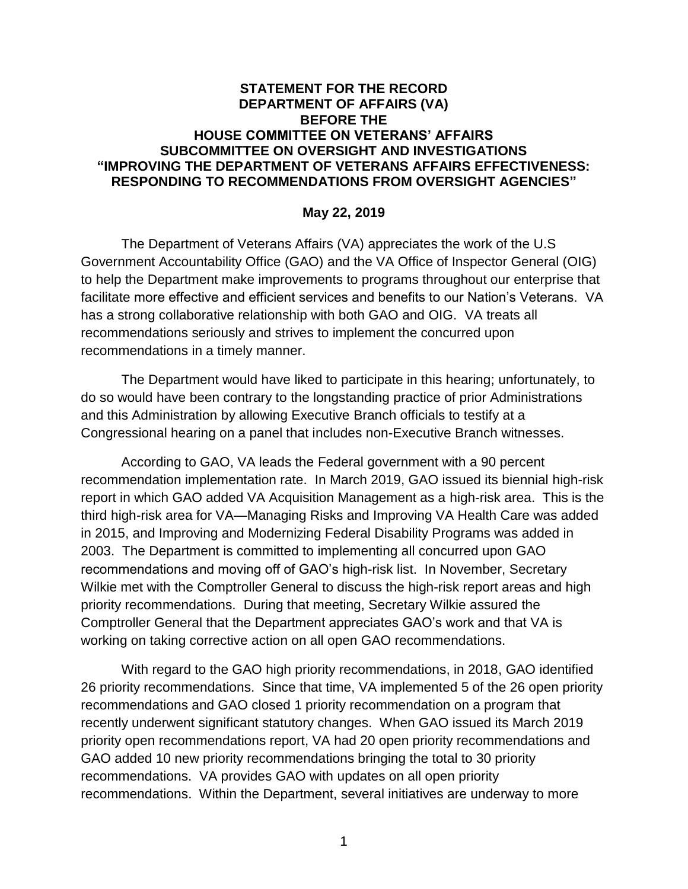**STATEMENT FOR THE RECORD**
**DEPARTMENT OF AFFAIRS (VA)**
**BEFORE THE**
**HOUSE COMMITTEE ON VETERANS' AFFAIRS**
**SUBCOMMITTEE ON OVERSIGHT AND INVESTIGATIONS**
**"IMPROVING THE DEPARTMENT OF VETERANS AFFAIRS EFFECTIVENESS: RESPONDING TO RECOMMENDATIONS FROM OVERSIGHT AGENCIES"**

**May 22, 2019**

The Department of Veterans Affairs (VA) appreciates the work of the U.S Government Accountability Office (GAO) and the VA Office of Inspector General (OIG) to help the Department make improvements to programs throughout our enterprise that facilitate more effective and efficient services and benefits to our Nation's Veterans. VA has a strong collaborative relationship with both GAO and OIG. VA treats all recommendations seriously and strives to implement the concurred upon recommendations in a timely manner.

The Department would have liked to participate in this hearing; unfortunately, to do so would have been contrary to the longstanding practice of prior Administrations and this Administration by allowing Executive Branch officials to testify at a Congressional hearing on a panel that includes non-Executive Branch witnesses.

According to GAO, VA leads the Federal government with a 90 percent recommendation implementation rate. In March 2019, GAO issued its biennial high-risk report in which GAO added VA Acquisition Management as a high-risk area. This is the third high-risk area for VA—Managing Risks and Improving VA Health Care was added in 2015, and Improving and Modernizing Federal Disability Programs was added in 2003. The Department is committed to implementing all concurred upon GAO recommendations and moving off of GAO's high-risk list. In November, Secretary Wilkie met with the Comptroller General to discuss the high-risk report areas and high priority recommendations. During that meeting, Secretary Wilkie assured the Comptroller General that the Department appreciates GAO's work and that VA is working on taking corrective action on all open GAO recommendations.

With regard to the GAO high priority recommendations, in 2018, GAO identified 26 priority recommendations. Since that time, VA implemented 5 of the 26 open priority recommendations and GAO closed 1 priority recommendation on a program that recently underwent significant statutory changes. When GAO issued its March 2019 priority open recommendations report, VA had 20 open priority recommendations and GAO added 10 new priority recommendations bringing the total to 30 priority recommendations. VA provides GAO with updates on all open priority recommendations. Within the Department, several initiatives are underway to more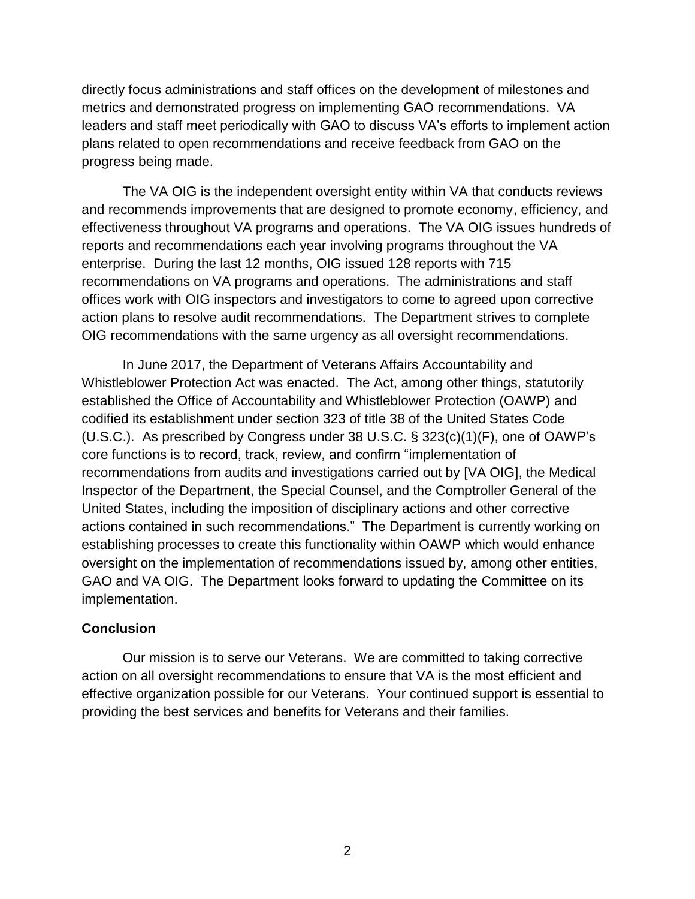directly focus administrations and staff offices on the development of milestones and metrics and demonstrated progress on implementing GAO recommendations. VA leaders and staff meet periodically with GAO to discuss VA's efforts to implement action plans related to open recommendations and receive feedback from GAO on the progress being made.

The VA OIG is the independent oversight entity within VA that conducts reviews and recommends improvements that are designed to promote economy, efficiency, and effectiveness throughout VA programs and operations. The VA OIG issues hundreds of reports and recommendations each year involving programs throughout the VA enterprise. During the last 12 months, OIG issued 128 reports with 715 recommendations on VA programs and operations. The administrations and staff offices work with OIG inspectors and investigators to come to agreed upon corrective action plans to resolve audit recommendations. The Department strives to complete OIG recommendations with the same urgency as all oversight recommendations.

In June 2017, the Department of Veterans Affairs Accountability and Whistleblower Protection Act was enacted. The Act, among other things, statutorily established the Office of Accountability and Whistleblower Protection (OAWP) and codified its establishment under section 323 of title 38 of the United States Code (U.S.C.). As prescribed by Congress under 38 U.S.C. § 323(c)(1)(F), one of OAWP's core functions is to record, track, review, and confirm "implementation of recommendations from audits and investigations carried out by [VA OIG], the Medical Inspector of the Department, the Special Counsel, and the Comptroller General of the United States, including the imposition of disciplinary actions and other corrective actions contained in such recommendations." The Department is currently working on establishing processes to create this functionality within OAWP which would enhance oversight on the implementation of recommendations issued by, among other entities, GAO and VA OIG. The Department looks forward to updating the Committee on its implementation.

## Conclusion

Our mission is to serve our Veterans. We are committed to taking corrective action on all oversight recommendations to ensure that VA is the most efficient and effective organization possible for our Veterans. Your continued support is essential to providing the best services and benefits for Veterans and their families.